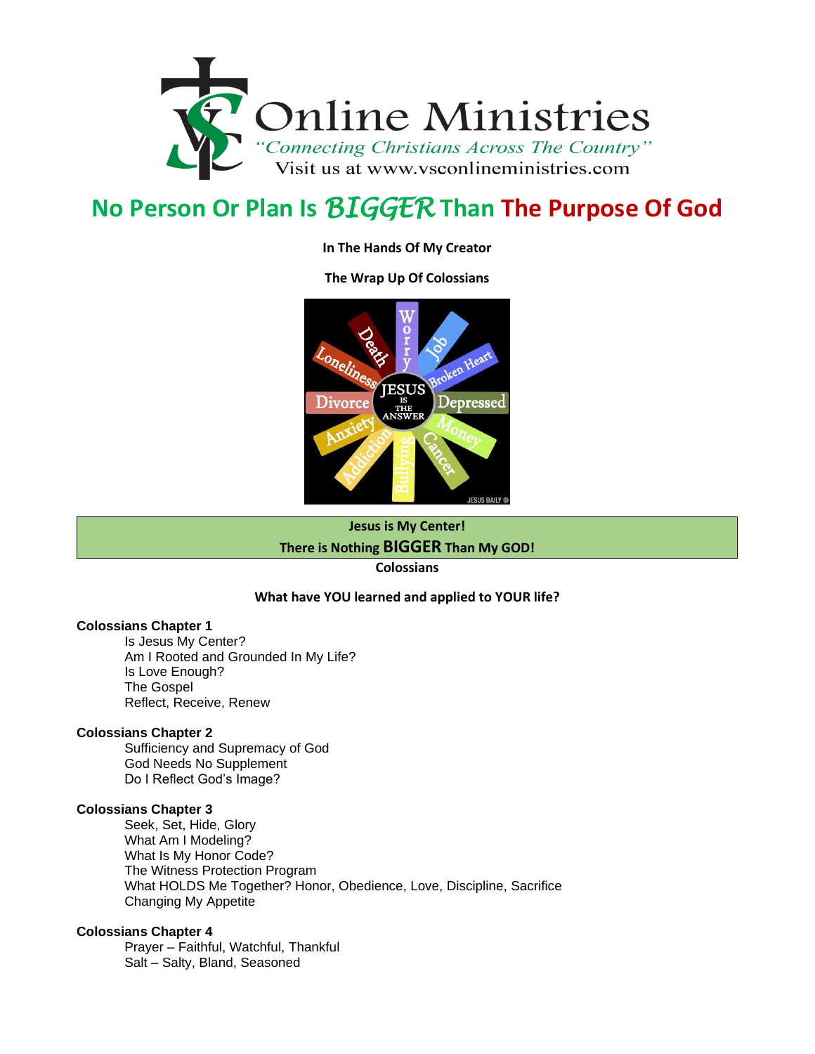# No Person Or Plan Is *BIGGER* Than The Purpose Of God

**In The Hands Of My Creator**

**The Wrap Up Of Colossians**

**Jesus is My Center!**
**There is Nothing BIGGER Than My GOD!**

**Colossians**

**What have YOU learned and applied to YOUR life?**

**Colossians Chapter 1**
- Is Jesus My Center?
- Am I Rooted and Grounded In My Life?
- Is Love Enough?
- The Gospel
- Reflect, Receive, Renew

**Colossians Chapter 2**
- Sufficiency and Supremacy of God
- God Needs No Supplement
- Do I Reflect God's Image?

**Colossians Chapter 3**
- Seek, Set, Hide, Glory
- What Am I Modeling?
- What Is My Honor Code?
- The Witness Protection Program
- What HOLDS Me Together? Honor, Obedience, Love, Discipline, Sacrifice
- Changing My Appetite

**Colossians Chapter 4**
- Prayer – Faithful, Watchful, Thankful
- Salt – Salty, Bland, Seasoned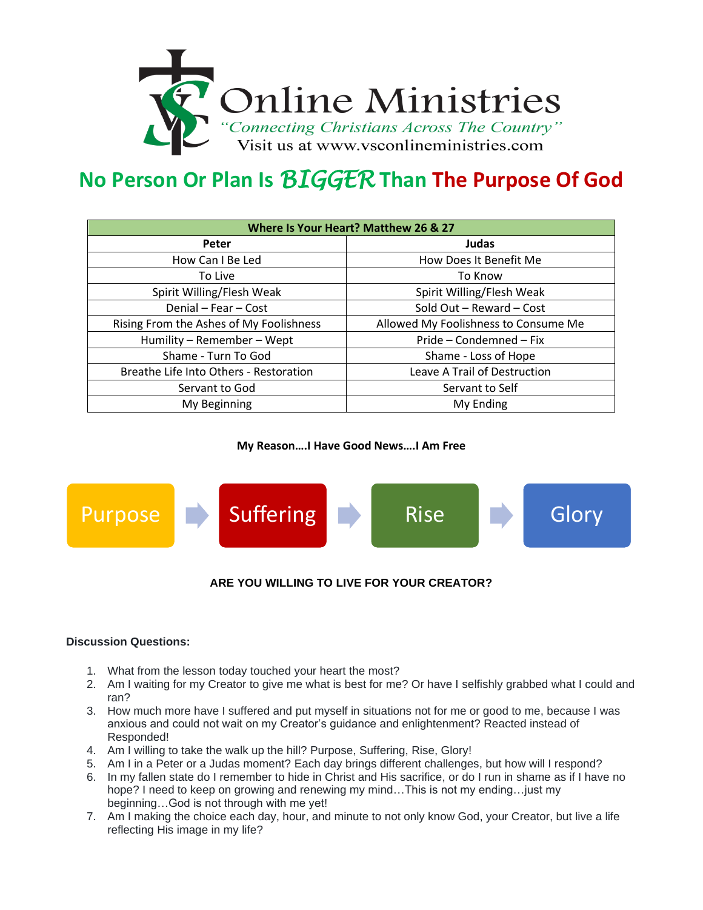Online Ministries

*"Connecting Christians Across The Country"*

Visit us at www.vsconlineministries.com

# No Person Or Plan Is *BIGGER* Than The Purpose Of God

| Where Is Your Heart? Matthew 26 & 27 | |
|---|---|
| **Peter** | **Judas** |
| How Can I Be Led | How Does It Benefit Me |
| To Live | To Know |
| Spirit Willing/Flesh Weak | Spirit Willing/Flesh Weak |
| Denial – Fear – Cost | Sold Out – Reward – Cost |
| Rising From the Ashes of My Foolishness | Allowed My Foolishness to Consume Me |
| Humility – Remember – Wept | Pride – Condemned – Fix |
| Shame - Turn To God | Shame - Loss of Hope |
| Breathe Life Into Others - Restoration | Leave A Trail of Destruction |
| Servant to God | Servant to Self |
| My Beginning | My Ending |

**My Reason….I Have Good News….I Am Free**

Purpose → Suffering → Rise → Glory

**ARE YOU WILLING TO LIVE FOR YOUR CREATOR?**

**Discussion Questions:**

1. What from the lesson today touched your heart the most?
2. Am I waiting for my Creator to give me what is best for me? Or have I selfishly grabbed what I could and ran?
3. How much more have I suffered and put myself in situations not for me or good to me, because I was anxious and could not wait on my Creator's guidance and enlightenment? Reacted instead of Responded!
4. Am I willing to take the walk up the hill? Purpose, Suffering, Rise, Glory!
5. Am I in a Peter or a Judas moment? Each day brings different challenges, but how will I respond?
6. In my fallen state do I remember to hide in Christ and His sacrifice, or do I run in shame as if I have no hope? I need to keep on growing and renewing my mind…This is not my ending…just my beginning…God is not through with me yet!
7. Am I making the choice each day, hour, and minute to not only know God, your Creator, but live a life reflecting His image in my life?